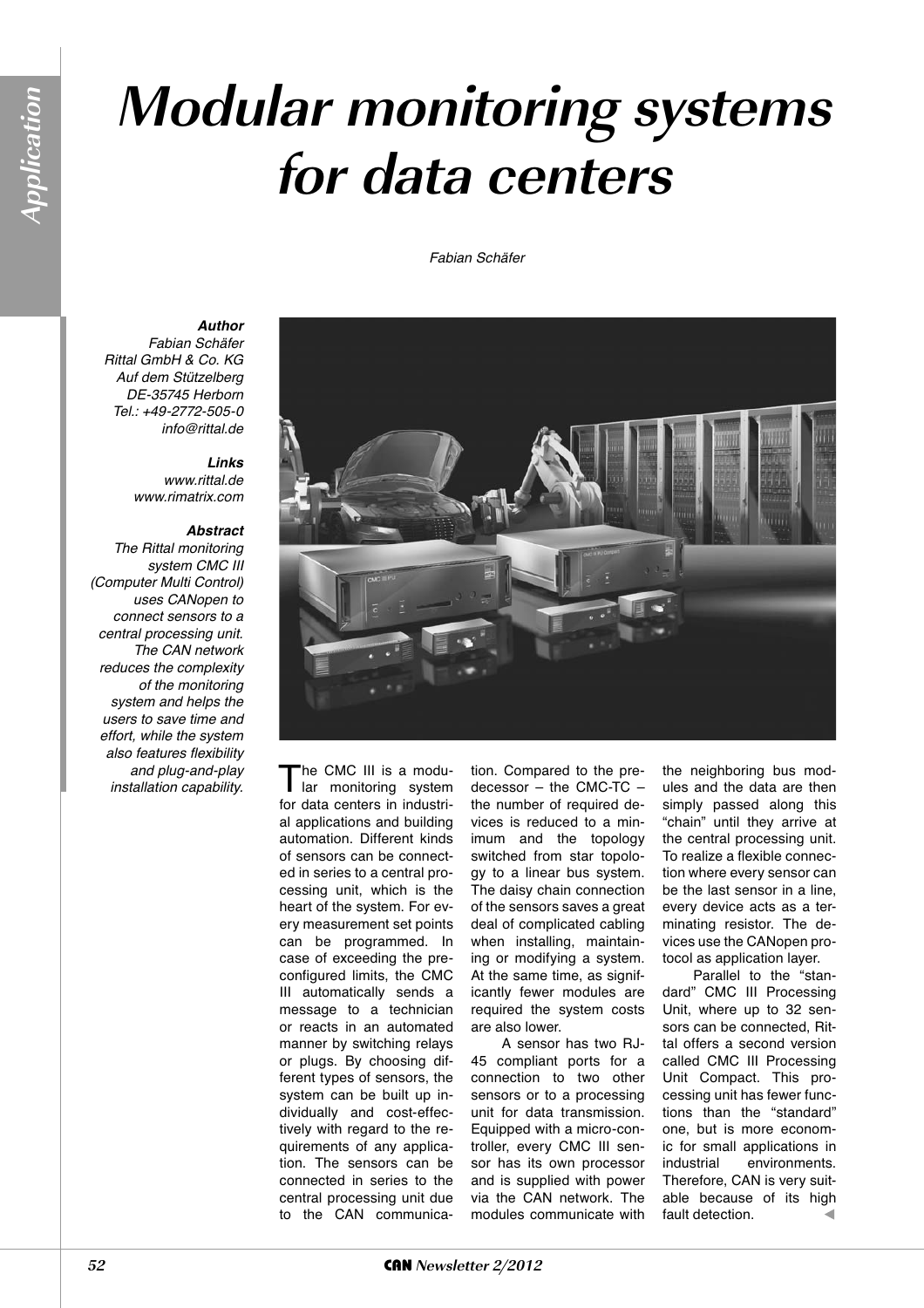# Modular monitoring systems for data centers

*Fabian Schäfer*

***Author***
*Fabian Schäfer*
*Rittal GmbH & Co. KG*
*Auf dem Stützelberg*
*DE-35745 Herborn*
*Tel.: +49-2772-505-0*
*info@rittal.de*

***Links***
*www.rittal.de*
*www.rimatrix.com*

***Abstract***
*The Rittal monitoring system CMC III (Computer Multi Control) uses CANopen to connect sensors to a central processing unit. The CAN network reduces the complexity of the monitoring system and helps the users to save time and effort, while the system also features flexibility and plug-and-play installation capability.*

The CMC III is a modular monitoring system for data centers in industrial applications and building automation. Different kinds of sensors can be connected in series to a central processing unit, which is the heart of the system. For every measurement set points can be programmed. In case of exceeding the preconfigured limits, the CMC III automatically sends a message to a technician or reacts in an automated manner by switching relays or plugs. By choosing different types of sensors, the system can be built up individually and cost-effectively with regard to the requirements of any application. The sensors can be connected in series to the central processing unit due to the CAN communication. Compared to the predecessor – the CMC-TC – the number of required devices is reduced to a minimum and the topology switched from star topology to a linear bus system. The daisy chain connection of the sensors saves a great deal of complicated cabling when installing, maintaining or modifying a system. At the same time, as significantly fewer modules are required the system costs are also lower.

A sensor has two RJ-45 compliant ports for a connection to two other sensors or to a processing unit for data transmission. Equipped with a micro-controller, every CMC III sensor has its own processor and is supplied with power via the CAN network. The modules communicate with the neighboring bus modules and the data are then simply passed along this "chain" until they arrive at the central processing unit. To realize a flexible connection where every sensor can be the last sensor in a line, every device acts as a terminating resistor. The devices use the CANopen protocol as application layer.

Parallel to the "standard" CMC III Processing Unit, where up to 32 sensors can be connected, Rittal offers a second version called CMC III Processing Unit Compact. This processing unit has fewer functions than the "standard" one, but is more economic for small applications in industrial environments. Therefore, CAN is very suitable because of its high fault detection. ◀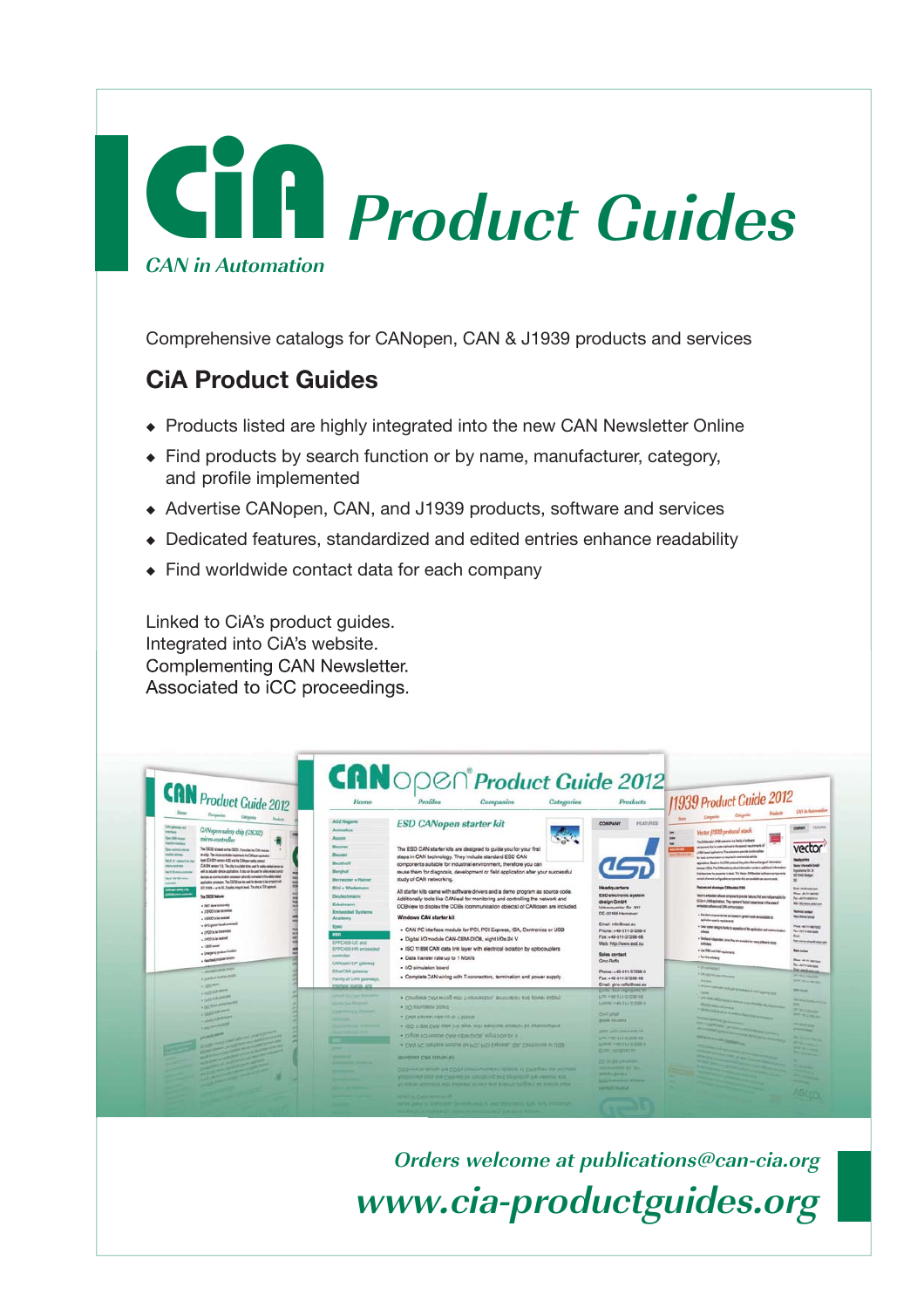# CiA Product Guides

*CAN in Automation*

Comprehensive catalogs for CANopen, CAN & J1939 products and services

## CiA Product Guides

- Products listed are highly integrated into the new CAN Newsletter Online
- Find products by search function or by name, manufacturer, category, and profile implemented
- Advertise CANopen, CAN, and J1939 products, software and services
- Dedicated features, standardized and edited entries enhance readability
- Find worldwide contact data for each company

Linked to CiA's product guides.
Integrated into CiA's website.
Complementing CAN Newsletter.
Associated to iCC proceedings.

*Orders welcome at publications@can-cia.org*

***www.cia-productguides.org***